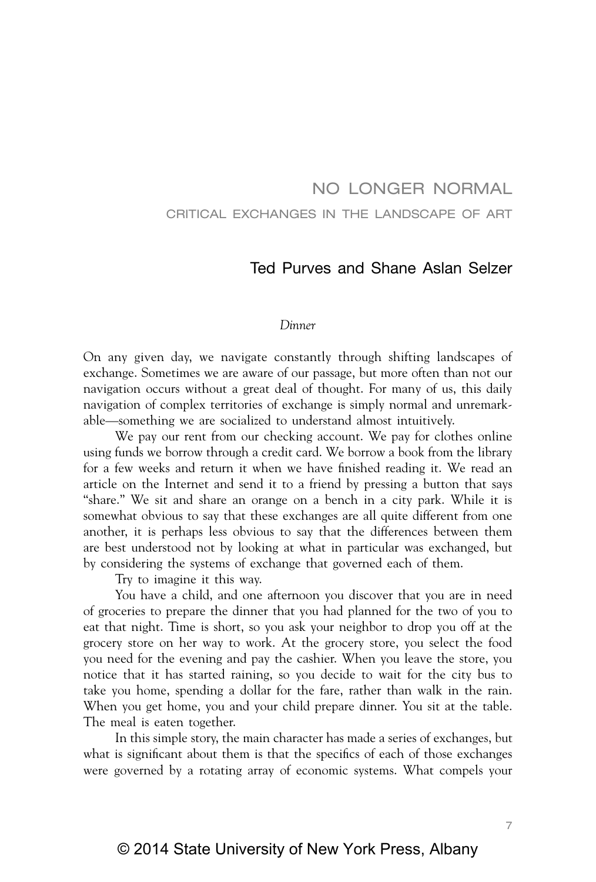# NO LONGER NORMAL

## CRITICAL EXCHANGES IN THE LANDSCAPE OF ART

### Ted Purves and Shane Aslan Selzer

*Dinner*

On any given day, we navigate constantly through shifting landscapes of exchange. Sometimes we are aware of our passage, but more often than not our navigation occurs without a great deal of thought. For many of us, this daily navigation of complex territories of exchange is simply normal and unremarkable—something we are socialized to understand almost intuitively.

We pay our rent from our checking account. We pay for clothes online using funds we borrow through a credit card. We borrow a book from the library for a few weeks and return it when we have finished reading it. We read an article on the Internet and send it to a friend by pressing a button that says "share." We sit and share an orange on a bench in a city park. While it is somewhat obvious to say that these exchanges are all quite different from one another, it is perhaps less obvious to say that the differences between them are best understood not by looking at what in particular was exchanged, but by considering the systems of exchange that governed each of them.

Try to imagine it this way.

You have a child, and one afternoon you discover that you are in need of groceries to prepare the dinner that you had planned for the two of you to eat that night. Time is short, so you ask your neighbor to drop you off at the grocery store on her way to work. At the grocery store, you select the food you need for the evening and pay the cashier. When you leave the store, you notice that it has started raining, so you decide to wait for the city bus to take you home, spending a dollar for the fare, rather than walk in the rain. When you get home, you and your child prepare dinner. You sit at the table. The meal is eaten together.

In this simple story, the main character has made a series of exchanges, but what is significant about them is that the specifics of each of those exchanges were governed by a rotating array of economic systems. What compels your

© 2014 State University of New York Press, Albany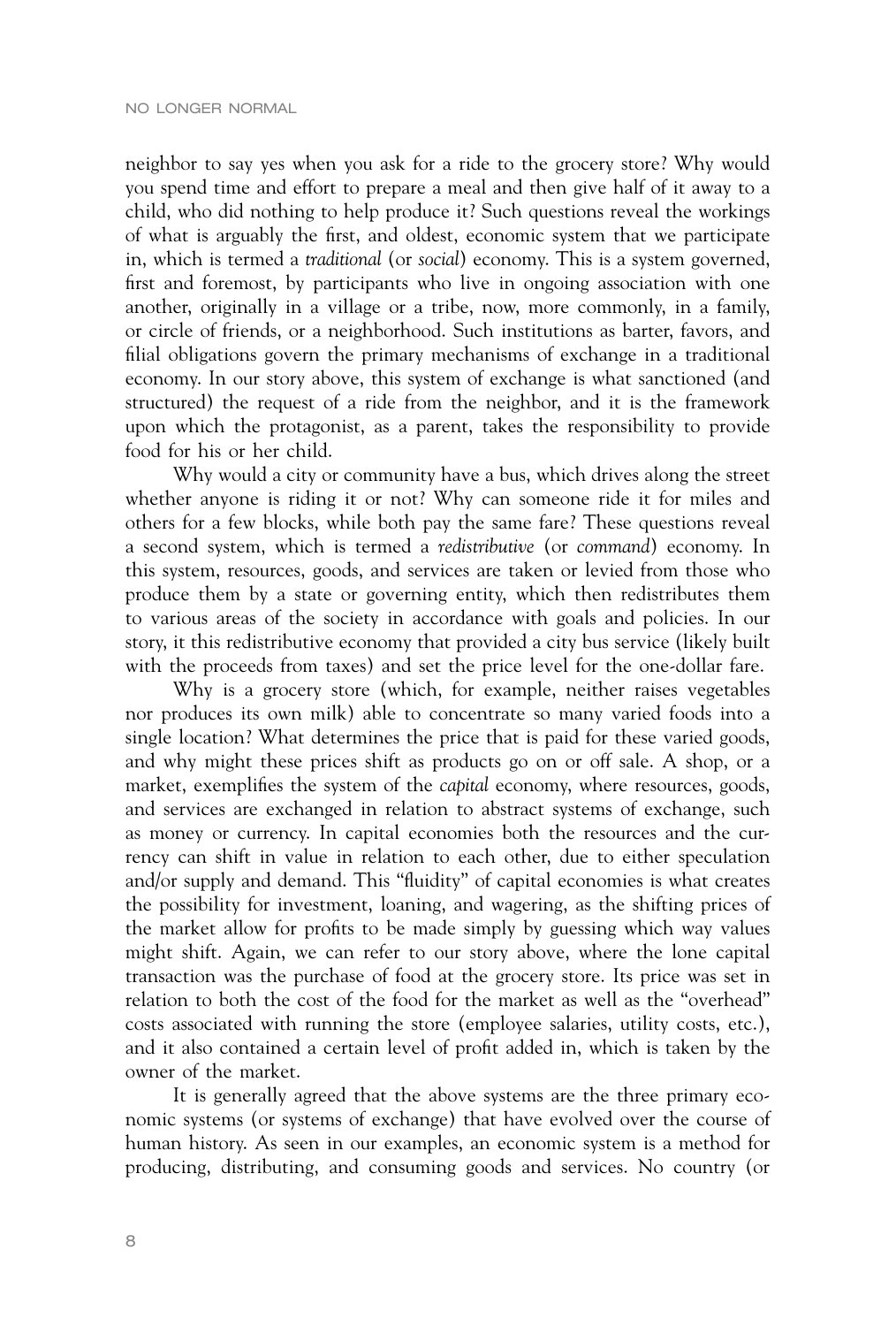neighbor to say yes when you ask for a ride to the grocery store? Why would you spend time and effort to prepare a meal and then give half of it away to a child, who did nothing to help produce it? Such questions reveal the workings of what is arguably the first, and oldest, economic system that we participate in, which is termed a *traditional* (or *social*) economy. This is a system governed, first and foremost, by participants who live in ongoing association with one another, originally in a village or a tribe, now, more commonly, in a family, or circle of friends, or a neighborhood. Such institutions as barter, favors, and filial obligations govern the primary mechanisms of exchange in a traditional economy. In our story above, this system of exchange is what sanctioned (and structured) the request of a ride from the neighbor, and it is the framework upon which the protagonist, as a parent, takes the responsibility to provide food for his or her child.

Why would a city or community have a bus, which drives along the street whether anyone is riding it or not? Why can someone ride it for miles and others for a few blocks, while both pay the same fare? These questions reveal a second system, which is termed a *redistributive* (or *command*) economy. In this system, resources, goods, and services are taken or levied from those who produce them by a state or governing entity, which then redistributes them to various areas of the society in accordance with goals and policies. In our story, it this redistributive economy that provided a city bus service (likely built with the proceeds from taxes) and set the price level for the one-dollar fare.

Why is a grocery store (which, for example, neither raises vegetables nor produces its own milk) able to concentrate so many varied foods into a single location? What determines the price that is paid for these varied goods, and why might these prices shift as products go on or off sale. A shop, or a market, exemplifies the system of the *capital* economy, where resources, goods, and services are exchanged in relation to abstract systems of exchange, such as money or currency. In capital economies both the resources and the currency can shift in value in relation to each other, due to either speculation and/or supply and demand. This "fluidity" of capital economies is what creates the possibility for investment, loaning, and wagering, as the shifting prices of the market allow for profits to be made simply by guessing which way values might shift. Again, we can refer to our story above, where the lone capital transaction was the purchase of food at the grocery store. Its price was set in relation to both the cost of the food for the market as well as the "overhead" costs associated with running the store (employee salaries, utility costs, etc.), and it also contained a certain level of profit added in, which is taken by the owner of the market.

It is generally agreed that the above systems are the three primary economic systems (or systems of exchange) that have evolved over the course of human history. As seen in our examples, an economic system is a method for producing, distributing, and consuming goods and services. No country (or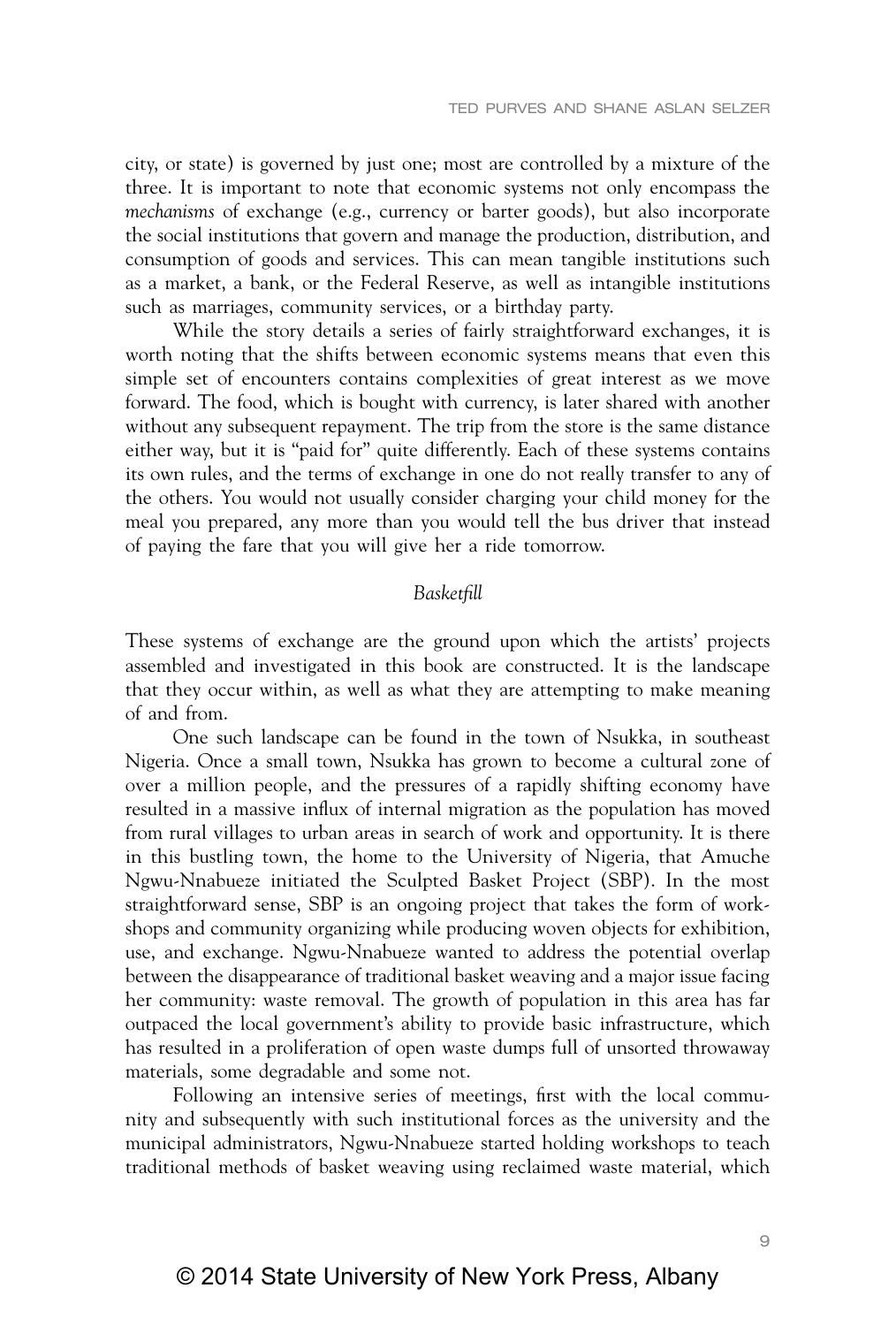city, or state) is governed by just one; most are controlled by a mixture of the three. It is important to note that economic systems not only encompass the *mechanisms* of exchange (e.g., currency or barter goods), but also incorporate the social institutions that govern and manage the production, distribution, and consumption of goods and services. This can mean tangible institutions such as a market, a bank, or the Federal Reserve, as well as intangible institutions such as marriages, community services, or a birthday party.

While the story details a series of fairly straightforward exchanges, it is worth noting that the shifts between economic systems means that even this simple set of encounters contains complexities of great interest as we move forward. The food, which is bought with currency, is later shared with another without any subsequent repayment. The trip from the store is the same distance either way, but it is "paid for" quite differently. Each of these systems contains its own rules, and the terms of exchange in one do not really transfer to any of the others. You would not usually consider charging your child money for the meal you prepared, any more than you would tell the bus driver that instead of paying the fare that you will give her a ride tomorrow.

## *Basketfill*

These systems of exchange are the ground upon which the artists' projects assembled and investigated in this book are constructed. It is the landscape that they occur within, as well as what they are attempting to make meaning of and from.

One such landscape can be found in the town of Nsukka, in southeast Nigeria. Once a small town, Nsukka has grown to become a cultural zone of over a million people, and the pressures of a rapidly shifting economy have resulted in a massive influx of internal migration as the population has moved from rural villages to urban areas in search of work and opportunity. It is there in this bustling town, the home to the University of Nigeria, that Amuche Ngwu-Nnabueze initiated the Sculpted Basket Project (SBP). In the most straightforward sense, SBP is an ongoing project that takes the form of workshops and community organizing while producing woven objects for exhibition, use, and exchange. Ngwu-Nnabueze wanted to address the potential overlap between the disappearance of traditional basket weaving and a major issue facing her community: waste removal. The growth of population in this area has far outpaced the local government's ability to provide basic infrastructure, which has resulted in a proliferation of open waste dumps full of unsorted throwaway materials, some degradable and some not.

Following an intensive series of meetings, first with the local community and subsequently with such institutional forces as the university and the municipal administrators, Ngwu-Nnabueze started holding workshops to teach traditional methods of basket weaving using reclaimed waste material, which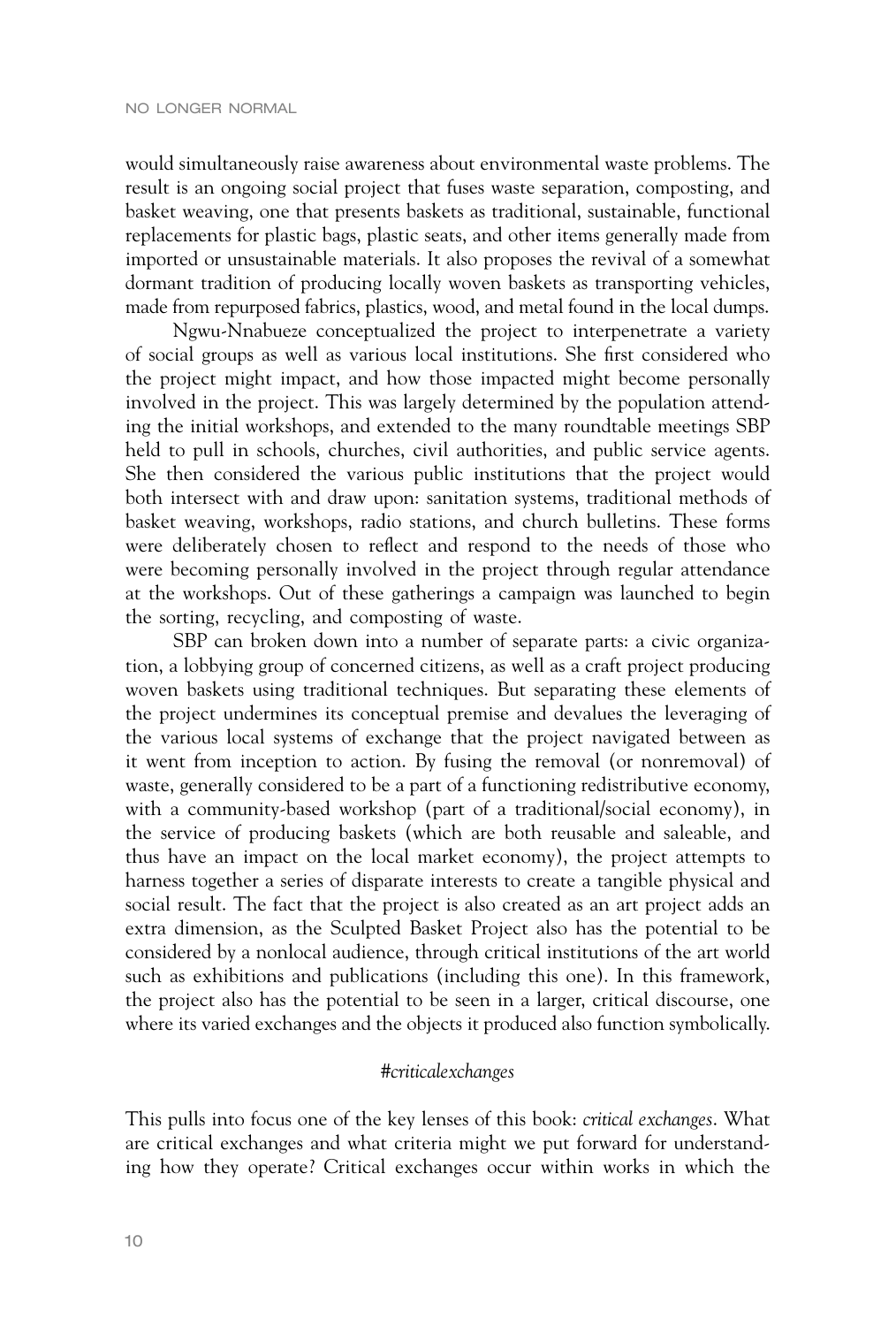would simultaneously raise awareness about environmental waste problems. The result is an ongoing social project that fuses waste separation, composting, and basket weaving, one that presents baskets as traditional, sustainable, functional replacements for plastic bags, plastic seats, and other items generally made from imported or unsustainable materials. It also proposes the revival of a somewhat dormant tradition of producing locally woven baskets as transporting vehicles, made from repurposed fabrics, plastics, wood, and metal found in the local dumps.

Ngwu-Nnabueze conceptualized the project to interpenetrate a variety of social groups as well as various local institutions. She first considered who the project might impact, and how those impacted might become personally involved in the project. This was largely determined by the population attending the initial workshops, and extended to the many roundtable meetings SBP held to pull in schools, churches, civil authorities, and public service agents. She then considered the various public institutions that the project would both intersect with and draw upon: sanitation systems, traditional methods of basket weaving, workshops, radio stations, and church bulletins. These forms were deliberately chosen to reflect and respond to the needs of those who were becoming personally involved in the project through regular attendance at the workshops. Out of these gatherings a campaign was launched to begin the sorting, recycling, and composting of waste.

SBP can broken down into a number of separate parts: a civic organization, a lobbying group of concerned citizens, as well as a craft project producing woven baskets using traditional techniques. But separating these elements of the project undermines its conceptual premise and devalues the leveraging of the various local systems of exchange that the project navigated between as it went from inception to action. By fusing the removal (or nonremoval) of waste, generally considered to be a part of a functioning redistributive economy, with a community-based workshop (part of a traditional/social economy), in the service of producing baskets (which are both reusable and saleable, and thus have an impact on the local market economy), the project attempts to harness together a series of disparate interests to create a tangible physical and social result. The fact that the project is also created as an art project adds an extra dimension, as the Sculpted Basket Project also has the potential to be considered by a nonlocal audience, through critical institutions of the art world such as exhibitions and publications (including this one). In this framework, the project also has the potential to be seen in a larger, critical discourse, one where its varied exchanges and the objects it produced also function symbolically.

*#criticalexchanges*

This pulls into focus one of the key lenses of this book: *critical exchanges*. What are critical exchanges and what criteria might we put forward for understanding how they operate? Critical exchanges occur within works in which the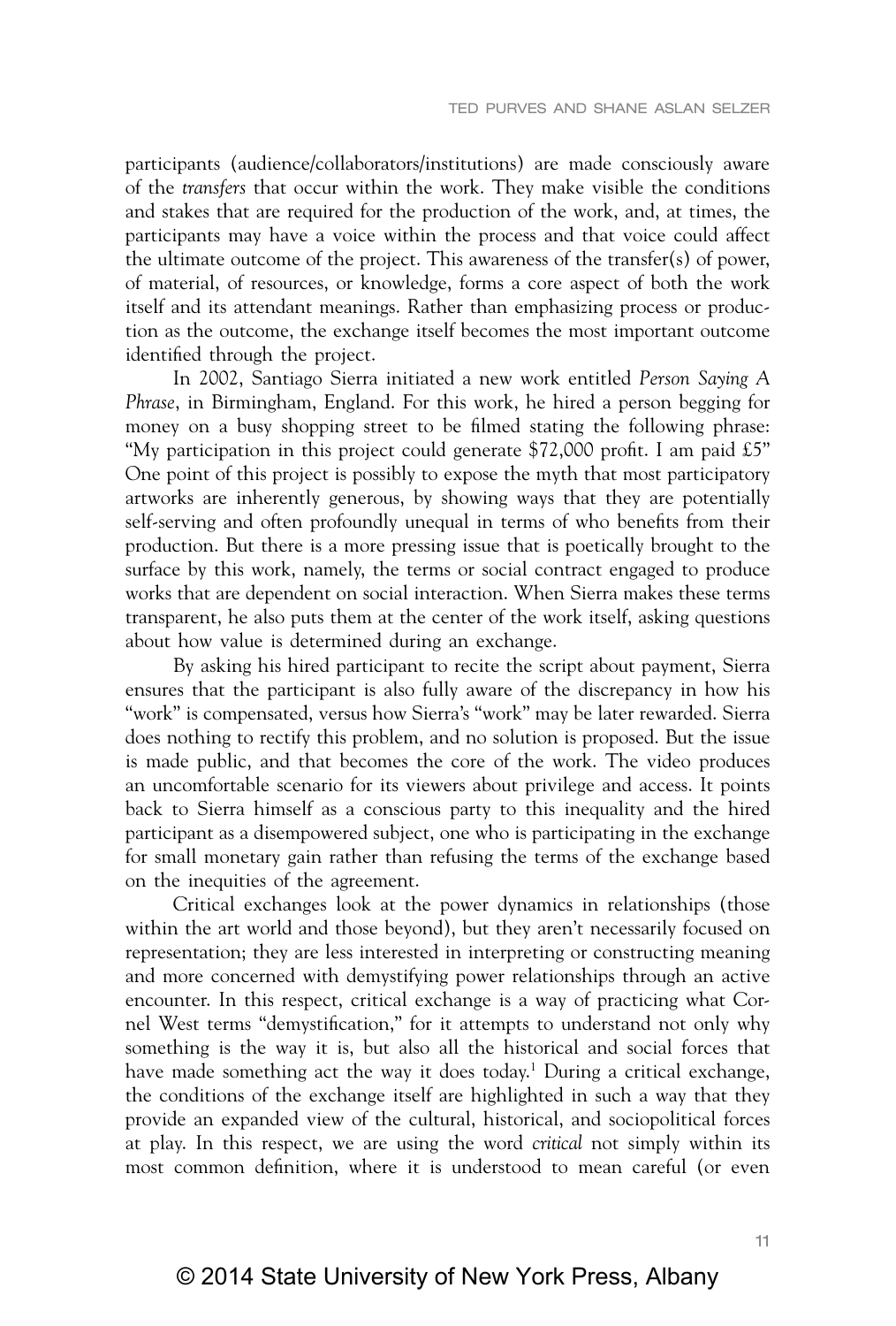participants (audience/collaborators/institutions) are made consciously aware of the *transfers* that occur within the work. They make visible the conditions and stakes that are required for the production of the work, and, at times, the participants may have a voice within the process and that voice could affect the ultimate outcome of the project. This awareness of the transfer(s) of power, of material, of resources, or knowledge, forms a core aspect of both the work itself and its attendant meanings. Rather than emphasizing process or production as the outcome, the exchange itself becomes the most important outcome identified through the project.

In 2002, Santiago Sierra initiated a new work entitled *Person Saying A Phrase*, in Birmingham, England. For this work, he hired a person begging for money on a busy shopping street to be filmed stating the following phrase: "My participation in this project could generate $72,000 profit. I am paid £5" One point of this project is possibly to expose the myth that most participatory artworks are inherently generous, by showing ways that they are potentially self-serving and often profoundly unequal in terms of who benefits from their production. But there is a more pressing issue that is poetically brought to the surface by this work, namely, the terms or social contract engaged to produce works that are dependent on social interaction. When Sierra makes these terms transparent, he also puts them at the center of the work itself, asking questions about how value is determined during an exchange.

By asking his hired participant to recite the script about payment, Sierra ensures that the participant is also fully aware of the discrepancy in how his "work" is compensated, versus how Sierra's "work" may be later rewarded. Sierra does nothing to rectify this problem, and no solution is proposed. But the issue is made public, and that becomes the core of the work. The video produces an uncomfortable scenario for its viewers about privilege and access. It points back to Sierra himself as a conscious party to this inequality and the hired participant as a disempowered subject, one who is participating in the exchange for small monetary gain rather than refusing the terms of the exchange based on the inequities of the agreement.

Critical exchanges look at the power dynamics in relationships (those within the art world and those beyond), but they aren't necessarily focused on representation; they are less interested in interpreting or constructing meaning and more concerned with demystifying power relationships through an active encounter. In this respect, critical exchange is a way of practicing what Cornel West terms "demystification," for it attempts to understand not only why something is the way it is, but also all the historical and social forces that have made something act the way it does today.[1] During a critical exchange, the conditions of the exchange itself are highlighted in such a way that they provide an expanded view of the cultural, historical, and sociopolitical forces at play. In this respect, we are using the word *critical* not simply within its most common definition, where it is understood to mean careful (or even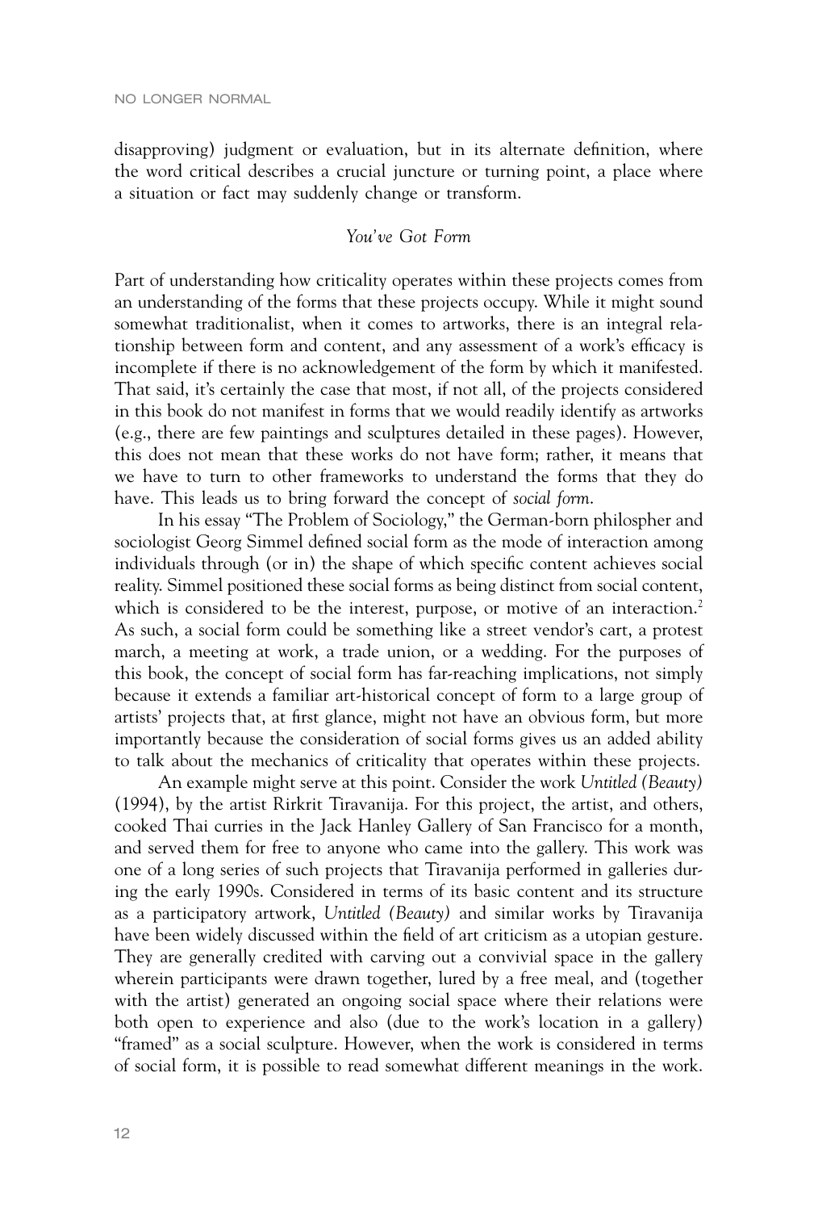disapproving) judgment or evaluation, but in its alternate definition, where the word critical describes a crucial juncture or turning point, a place where a situation or fact may suddenly change or transform.

### *You've Got Form*

Part of understanding how criticality operates within these projects comes from an understanding of the forms that these projects occupy. While it might sound somewhat traditionalist, when it comes to artworks, there is an integral relationship between form and content, and any assessment of a work's efficacy is incomplete if there is no acknowledgement of the form by which it manifested. That said, it's certainly the case that most, if not all, of the projects considered in this book do not manifest in forms that we would readily identify as artworks (e.g., there are few paintings and sculptures detailed in these pages). However, this does not mean that these works do not have form; rather, it means that we have to turn to other frameworks to understand the forms that they do have. This leads us to bring forward the concept of *social form*.

In his essay "The Problem of Sociology," the German-born philospher and sociologist Georg Simmel defined social form as the mode of interaction among individuals through (or in) the shape of which specific content achieves social reality. Simmel positioned these social forms as being distinct from social content, which is considered to be the interest, purpose, or motive of an interaction.[2] As such, a social form could be something like a street vendor's cart, a protest march, a meeting at work, a trade union, or a wedding. For the purposes of this book, the concept of social form has far-reaching implications, not simply because it extends a familiar art-historical concept of form to a large group of artists' projects that, at first glance, might not have an obvious form, but more importantly because the consideration of social forms gives us an added ability to talk about the mechanics of criticality that operates within these projects.

An example might serve at this point. Consider the work *Untitled (Beauty)* (1994), by the artist Rirkrit Tiravanija. For this project, the artist, and others, cooked Thai curries in the Jack Hanley Gallery of San Francisco for a month, and served them for free to anyone who came into the gallery. This work was one of a long series of such projects that Tiravanija performed in galleries during the early 1990s. Considered in terms of its basic content and its structure as a participatory artwork, *Untitled (Beauty)* and similar works by Tiravanija have been widely discussed within the field of art criticism as a utopian gesture. They are generally credited with carving out a convivial space in the gallery wherein participants were drawn together, lured by a free meal, and (together with the artist) generated an ongoing social space where their relations were both open to experience and also (due to the work's location in a gallery) "framed" as a social sculpture. However, when the work is considered in terms of social form, it is possible to read somewhat different meanings in the work.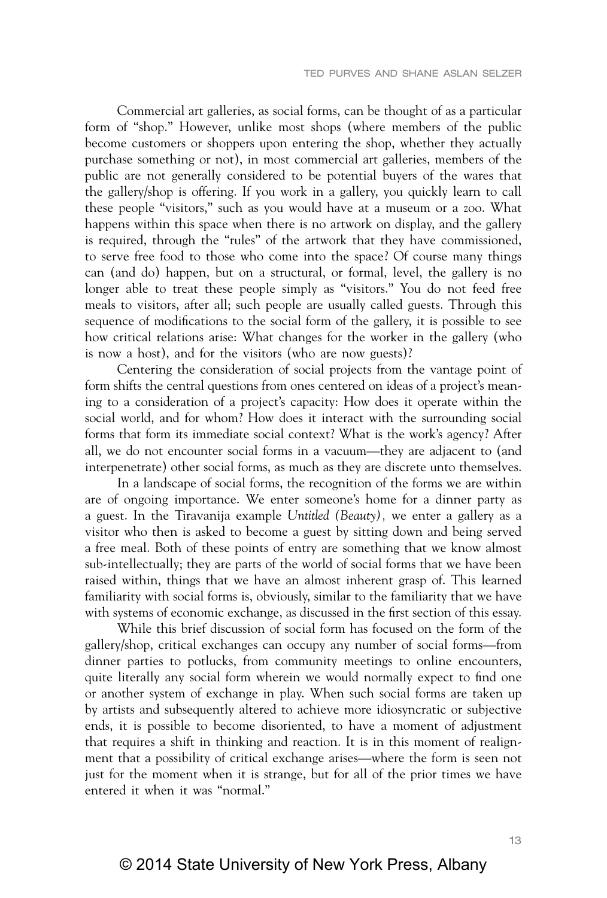Commercial art galleries, as social forms, can be thought of as a particular form of "shop." However, unlike most shops (where members of the public become customers or shoppers upon entering the shop, whether they actually purchase something or not), in most commercial art galleries, members of the public are not generally considered to be potential buyers of the wares that the gallery/shop is offering. If you work in a gallery, you quickly learn to call these people "visitors," such as you would have at a museum or a zoo. What happens within this space when there is no artwork on display, and the gallery is required, through the "rules" of the artwork that they have commissioned, to serve free food to those who come into the space? Of course many things can (and do) happen, but on a structural, or formal, level, the gallery is no longer able to treat these people simply as "visitors." You do not feed free meals to visitors, after all; such people are usually called guests. Through this sequence of modifications to the social form of the gallery, it is possible to see how critical relations arise: What changes for the worker in the gallery (who is now a host), and for the visitors (who are now guests)?

Centering the consideration of social projects from the vantage point of form shifts the central questions from ones centered on ideas of a project's meaning to a consideration of a project's capacity: How does it operate within the social world, and for whom? How does it interact with the surrounding social forms that form its immediate social context? What is the work's agency? After all, we do not encounter social forms in a vacuum—they are adjacent to (and interpenetrate) other social forms, as much as they are discrete unto themselves.

In a landscape of social forms, the recognition of the forms we are within are of ongoing importance. We enter someone's home for a dinner party as a guest. In the Tiravanija example *Untitled (Beauty)*, we enter a gallery as a visitor who then is asked to become a guest by sitting down and being served a free meal. Both of these points of entry are something that we know almost sub-intellectually; they are parts of the world of social forms that we have been raised within, things that we have an almost inherent grasp of. This learned familiarity with social forms is, obviously, similar to the familiarity that we have with systems of economic exchange, as discussed in the first section of this essay.

While this brief discussion of social form has focused on the form of the gallery/shop, critical exchanges can occupy any number of social forms—from dinner parties to potlucks, from community meetings to online encounters, quite literally any social form wherein we would normally expect to find one or another system of exchange in play. When such social forms are taken up by artists and subsequently altered to achieve more idiosyncratic or subjective ends, it is possible to become disoriented, to have a moment of adjustment that requires a shift in thinking and reaction. It is in this moment of realignment that a possibility of critical exchange arises—where the form is seen not just for the moment when it is strange, but for all of the prior times we have entered it when it was "normal."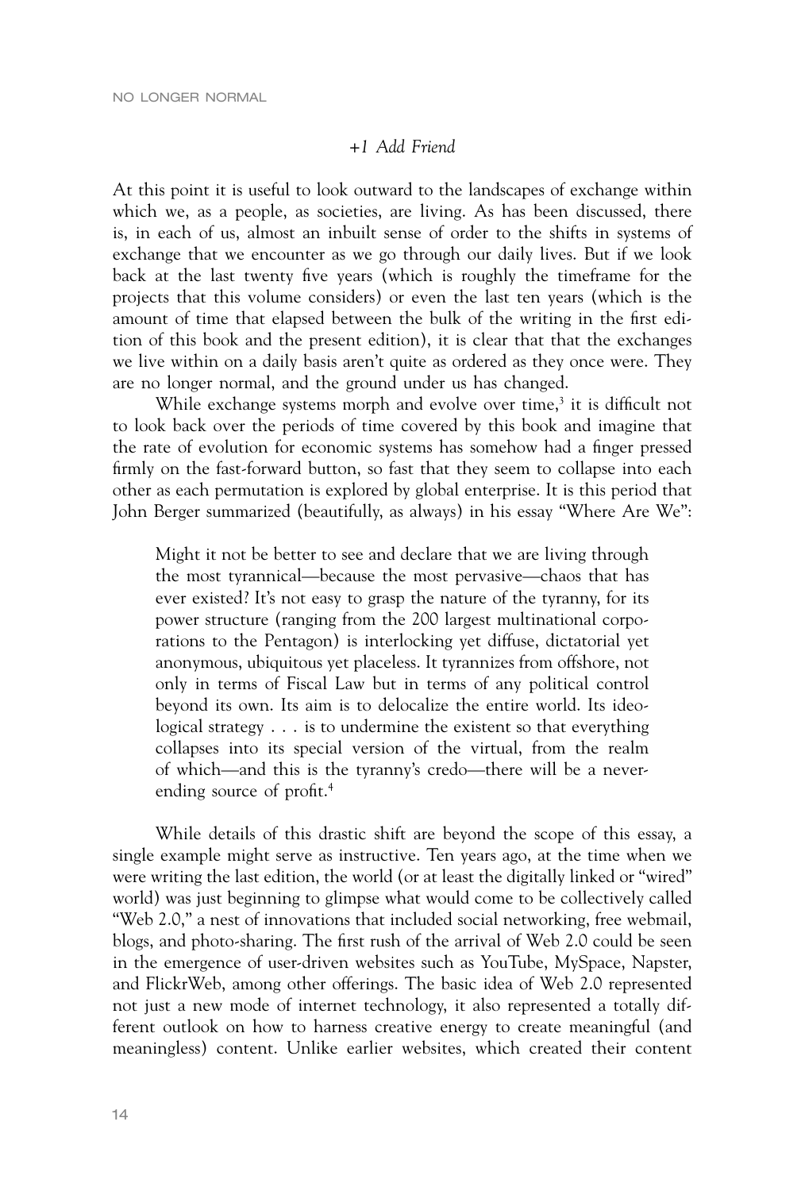### *+1 Add Friend*

At this point it is useful to look outward to the landscapes of exchange within which we, as a people, as societies, are living. As has been discussed, there is, in each of us, almost an inbuilt sense of order to the shifts in systems of exchange that we encounter as we go through our daily lives. But if we look back at the last twenty five years (which is roughly the timeframe for the projects that this volume considers) or even the last ten years (which is the amount of time that elapsed between the bulk of the writing in the first edition of this book and the present edition), it is clear that that the exchanges we live within on a daily basis aren't quite as ordered as they once were. They are no longer normal, and the ground under us has changed.

While exchange systems morph and evolve over time,[3] it is difficult not to look back over the periods of time covered by this book and imagine that the rate of evolution for economic systems has somehow had a finger pressed firmly on the fast-forward button, so fast that they seem to collapse into each other as each permutation is explored by global enterprise. It is this period that John Berger summarized (beautifully, as always) in his essay "Where Are We":

> Might it not be better to see and declare that we are living through the most tyrannical—because the most pervasive—chaos that has ever existed? It's not easy to grasp the nature of the tyranny, for its power structure (ranging from the 200 largest multinational corporations to the Pentagon) is interlocking yet diffuse, dictatorial yet anonymous, ubiquitous yet placeless. It tyrannizes from offshore, not only in terms of Fiscal Law but in terms of any political control beyond its own. Its aim is to delocalize the entire world. Its ideological strategy . . . is to undermine the existent so that everything collapses into its special version of the virtual, from the realm of which—and this is the tyranny's credo—there will be a never-ending source of profit.[4]

While details of this drastic shift are beyond the scope of this essay, a single example might serve as instructive. Ten years ago, at the time when we were writing the last edition, the world (or at least the digitally linked or "wired" world) was just beginning to glimpse what would come to be collectively called "Web 2.0," a nest of innovations that included social networking, free webmail, blogs, and photo-sharing. The first rush of the arrival of Web 2.0 could be seen in the emergence of user-driven websites such as YouTube, MySpace, Napster, and FlickrWeb, among other offerings. The basic idea of Web 2.0 represented not just a new mode of internet technology, it also represented a totally different outlook on how to harness creative energy to create meaningful (and meaningless) content. Unlike earlier websites, which created their content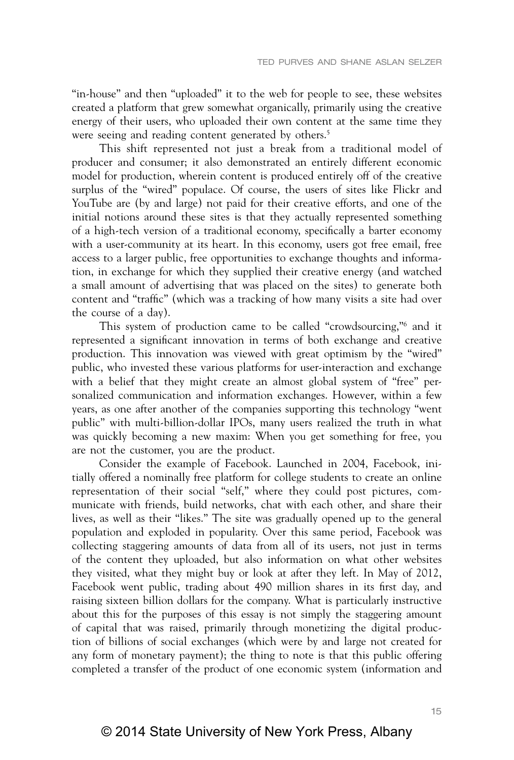"in-house" and then "uploaded" it to the web for people to see, these websites created a platform that grew somewhat organically, primarily using the creative energy of their users, who uploaded their own content at the same time they were seeing and reading content generated by others.[5]

This shift represented not just a break from a traditional model of producer and consumer; it also demonstrated an entirely different economic model for production, wherein content is produced entirely off of the creative surplus of the "wired" populace. Of course, the users of sites like Flickr and YouTube are (by and large) not paid for their creative efforts, and one of the initial notions around these sites is that they actually represented something of a high-tech version of a traditional economy, specifically a barter economy with a user-community at its heart. In this economy, users got free email, free access to a larger public, free opportunities to exchange thoughts and information, in exchange for which they supplied their creative energy (and watched a small amount of advertising that was placed on the sites) to generate both content and "traffic" (which was a tracking of how many visits a site had over the course of a day).

This system of production came to be called "crowdsourcing,"[6] and it represented a significant innovation in terms of both exchange and creative production. This innovation was viewed with great optimism by the "wired" public, who invested these various platforms for user-interaction and exchange with a belief that they might create an almost global system of "free" personalized communication and information exchanges. However, within a few years, as one after another of the companies supporting this technology "went public" with multi-billion-dollar IPOs, many users realized the truth in what was quickly becoming a new maxim: When you get something for free, you are not the customer, you are the product.

Consider the example of Facebook. Launched in 2004, Facebook, initially offered a nominally free platform for college students to create an online representation of their social "self," where they could post pictures, communicate with friends, build networks, chat with each other, and share their lives, as well as their "likes." The site was gradually opened up to the general population and exploded in popularity. Over this same period, Facebook was collecting staggering amounts of data from all of its users, not just in terms of the content they uploaded, but also information on what other websites they visited, what they might buy or look at after they left. In May of 2012, Facebook went public, trading about 490 million shares in its first day, and raising sixteen billion dollars for the company. What is particularly instructive about this for the purposes of this essay is not simply the staggering amount of capital that was raised, primarily through monetizing the digital production of billions of social exchanges (which were by and large not created for any form of monetary payment); the thing to note is that this public offering completed a transfer of the product of one economic system (information and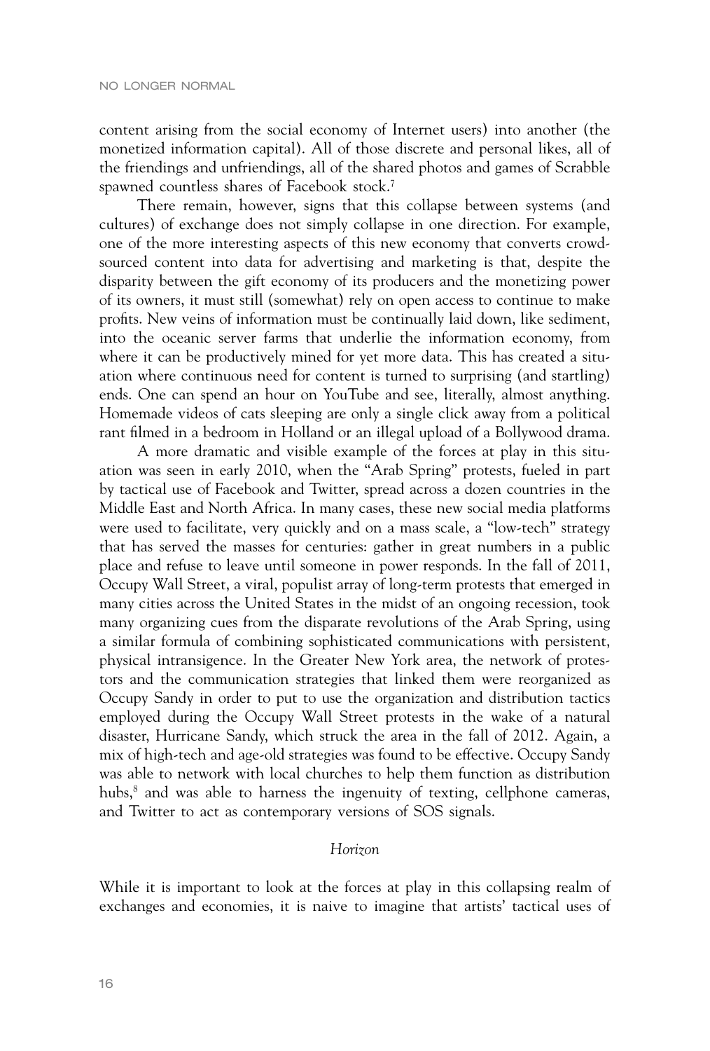content arising from the social economy of Internet users) into another (the monetized information capital). All of those discrete and personal likes, all of the friendings and unfriendings, all of the shared photos and games of Scrabble spawned countless shares of Facebook stock.[7]

There remain, however, signs that this collapse between systems (and cultures) of exchange does not simply collapse in one direction. For example, one of the more interesting aspects of this new economy that converts crowd-sourced content into data for advertising and marketing is that, despite the disparity between the gift economy of its producers and the monetizing power of its owners, it must still (somewhat) rely on open access to continue to make profits. New veins of information must be continually laid down, like sediment, into the oceanic server farms that underlie the information economy, from where it can be productively mined for yet more data. This has created a situation where continuous need for content is turned to surprising (and startling) ends. One can spend an hour on YouTube and see, literally, almost anything. Homemade videos of cats sleeping are only a single click away from a political rant filmed in a bedroom in Holland or an illegal upload of a Bollywood drama.

A more dramatic and visible example of the forces at play in this situation was seen in early 2010, when the "Arab Spring" protests, fueled in part by tactical use of Facebook and Twitter, spread across a dozen countries in the Middle East and North Africa. In many cases, these new social media platforms were used to facilitate, very quickly and on a mass scale, a "low-tech" strategy that has served the masses for centuries: gather in great numbers in a public place and refuse to leave until someone in power responds. In the fall of 2011, Occupy Wall Street, a viral, populist array of long-term protests that emerged in many cities across the United States in the midst of an ongoing recession, took many organizing cues from the disparate revolutions of the Arab Spring, using a similar formula of combining sophisticated communications with persistent, physical intransigence. In the Greater New York area, the network of protestors and the communication strategies that linked them were reorganized as Occupy Sandy in order to put to use the organization and distribution tactics employed during the Occupy Wall Street protests in the wake of a natural disaster, Hurricane Sandy, which struck the area in the fall of 2012. Again, a mix of high-tech and age-old strategies was found to be effective. Occupy Sandy was able to network with local churches to help them function as distribution hubs,[8] and was able to harness the ingenuity of texting, cellphone cameras, and Twitter to act as contemporary versions of SOS signals.

### *Horizon*

While it is important to look at the forces at play in this collapsing realm of exchanges and economies, it is naive to imagine that artists' tactical uses of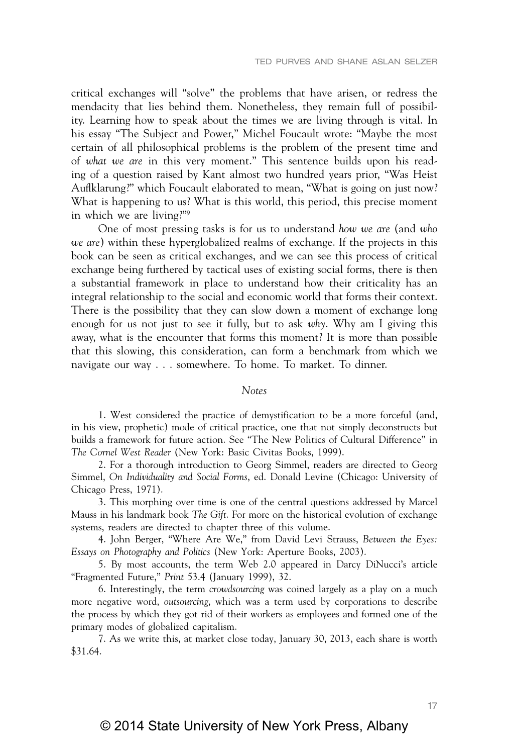critical exchanges will "solve" the problems that have arisen, or redress the mendacity that lies behind them. Nonetheless, they remain full of possibility. Learning how to speak about the times we are living through is vital. In his essay "The Subject and Power," Michel Foucault wrote: "Maybe the most certain of all philosophical problems is the problem of the present time and of *what we are* in this very moment." This sentence builds upon his reading of a question raised by Kant almost two hundred years prior, "Was Heist Auflklarung?" which Foucault elaborated to mean, "What is going on just now? What is happening to us? What is this world, this period, this precise moment in which we are living?"[9]

One of most pressing tasks is for us to understand *how we are* (and *who we are*) within these hyperglobalized realms of exchange. If the projects in this book can be seen as critical exchanges, and we can see this process of critical exchange being furthered by tactical uses of existing social forms, there is then a substantial framework in place to understand how their criticality has an integral relationship to the social and economic world that forms their context. There is the possibility that they can slow down a moment of exchange long enough for us not just to see it fully, but to ask *why*. Why am I giving this away, what is the encounter that forms this moment? It is more than possible that this slowing, this consideration, can form a benchmark from which we navigate our way . . . somewhere. To home. To market. To dinner.

## *Notes*

1. West considered the practice of demystification to be a more forceful (and, in his view, prophetic) mode of critical practice, one that not simply deconstructs but builds a framework for future action. See "The New Politics of Cultural Difference" in *The Cornel West Reader* (New York: Basic Civitas Books, 1999).

2. For a thorough introduction to Georg Simmel, readers are directed to Georg Simmel, *On Individuality and Social Forms*, ed. Donald Levine (Chicago: University of Chicago Press, 1971).

3. This morphing over time is one of the central questions addressed by Marcel Mauss in his landmark book *The Gift*. For more on the historical evolution of exchange systems, readers are directed to chapter three of this volume.

4. John Berger, "Where Are We," from David Levi Strauss, *Between the Eyes: Essays on Photography and Politics* (New York: Aperture Books, 2003).

5. By most accounts, the term Web 2.0 appeared in Darcy DiNucci's article "Fragmented Future," *Print* 53.4 (January 1999), 32.

6. Interestingly, the term *crowdsourcing* was coined largely as a play on a much more negative word, *outsourcing*, which was a term used by corporations to describe the process by which they got rid of their workers as employees and formed one of the primary modes of globalized capitalism.

7. As we write this, at market close today, January 30, 2013, each share is worth $31.64.

© 2014 State University of New York Press, Albany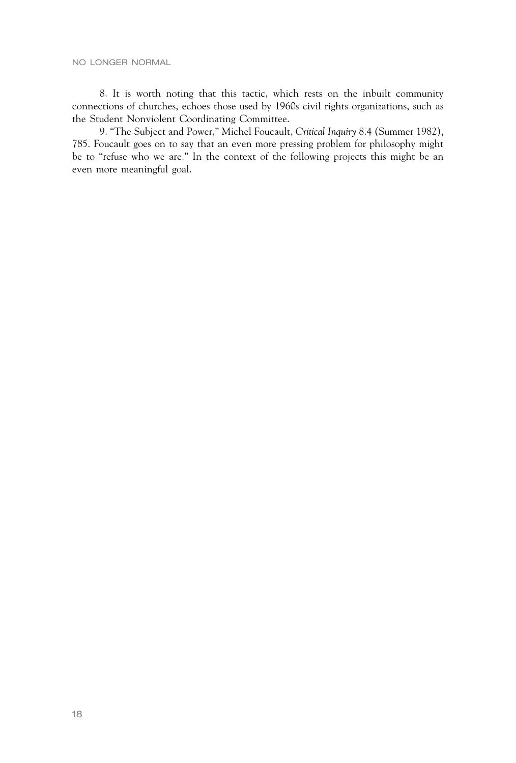8. It is worth noting that this tactic, which rests on the inbuilt community connections of churches, echoes those used by 1960s civil rights organizations, such as the Student Nonviolent Coordinating Committee.

9. "The Subject and Power," Michel Foucault, *Critical Inquiry* 8.4 (Summer 1982), 785. Foucault goes on to say that an even more pressing problem for philosophy might be to "refuse who we are." In the context of the following projects this might be an even more meaningful goal.